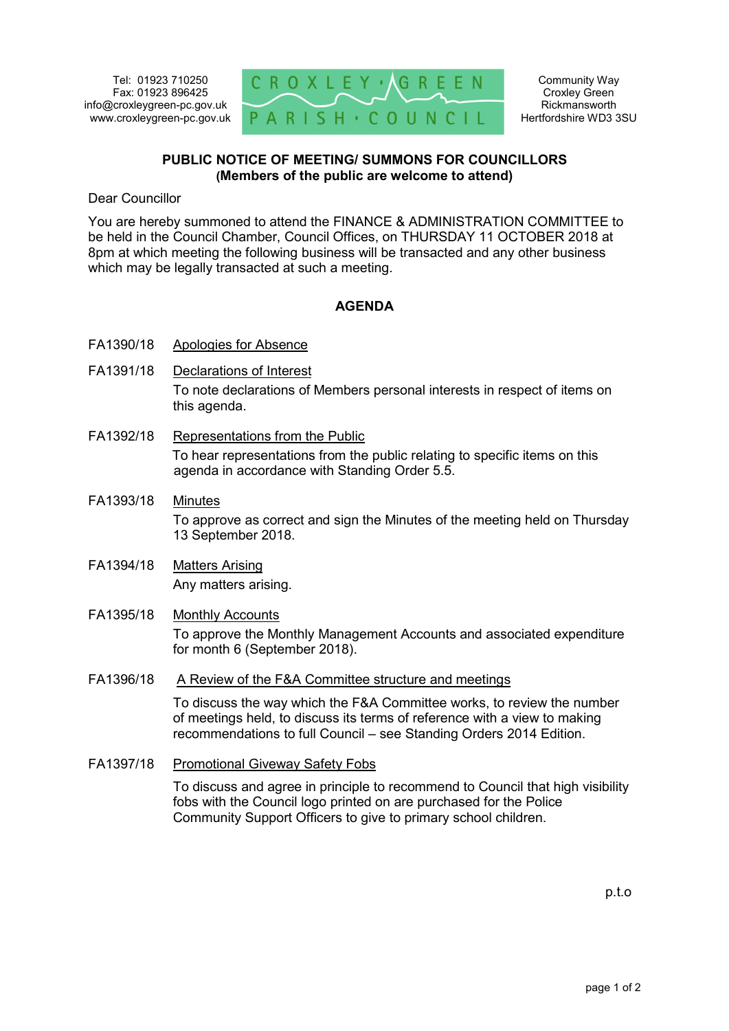Tel: 01923 710250
Fax: 01923 896425
info@croxleygreen-pc.gov.uk
www.croxleygreen-pc.gov.uk

CROXLEY GREEN PARISH COUNCIL

Community Way
Croxley Green
Rickmansworth
Hertfordshire WD3 3SU

**PUBLIC NOTICE OF MEETING/ SUMMONS FOR COUNCILLORS**
**(Members of the public are welcome to attend)**

Dear Councillor

You are hereby summoned to attend the FINANCE & ADMINISTRATION COMMITTEE to be held in the Council Chamber, Council Offices, on THURSDAY 11 OCTOBER 2018 at 8pm at which meeting the following business will be transacted and any other business which may be legally transacted at such a meeting.

## AGENDA

**FA1390/18** Apologies for Absence

**FA1391/18** Declarations of Interest

To note declarations of Members personal interests in respect of items on this agenda.

**FA1392/18** Representations from the Public

To hear representations from the public relating to specific items on this agenda in accordance with Standing Order 5.5.

**FA1393/18** Minutes

To approve as correct and sign the Minutes of the meeting held on Thursday 13 September 2018.

**FA1394/18** Matters Arising

Any matters arising.

**FA1395/18** Monthly Accounts

To approve the Monthly Management Accounts and associated expenditure for month 6 (September 2018).

**FA1396/18** A Review of the F&A Committee structure and meetings

To discuss the way which the F&A Committee works, to review the number of meetings held, to discuss its terms of reference with a view to making recommendations to full Council – see Standing Orders 2014 Edition.

**FA1397/18** Promotional Giveway Safety Fobs

To discuss and agree in principle to recommend to Council that high visibility fobs with the Council logo printed on are purchased for the Police Community Support Officers to give to primary school children.

p.t.o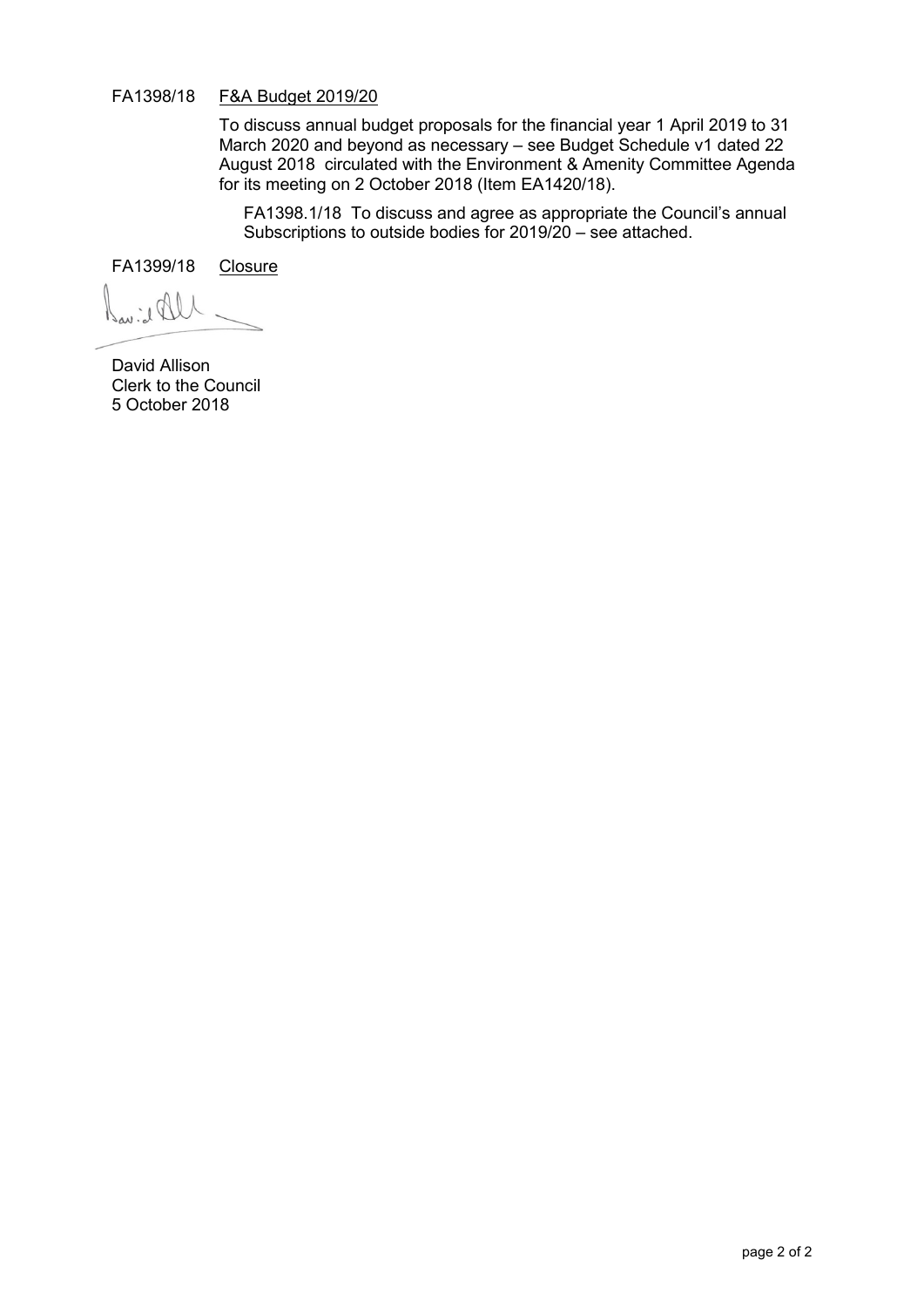FA1398/18 F&A Budget 2019/20

To discuss annual budget proposals for the financial year 1 April 2019 to 31 March 2020 and beyond as necessary – see Budget Schedule v1 dated 22 August 2018 circulated with the Environment & Amenity Committee Agenda for its meeting on 2 October 2018 (Item EA1420/18).

FA1398.1/18 To discuss and agree as appropriate the Council's annual Subscriptions to outside bodies for 2019/20 – see attached.

FA1399/18 Closure

David Allison
Clerk to the Council
5 October 2018